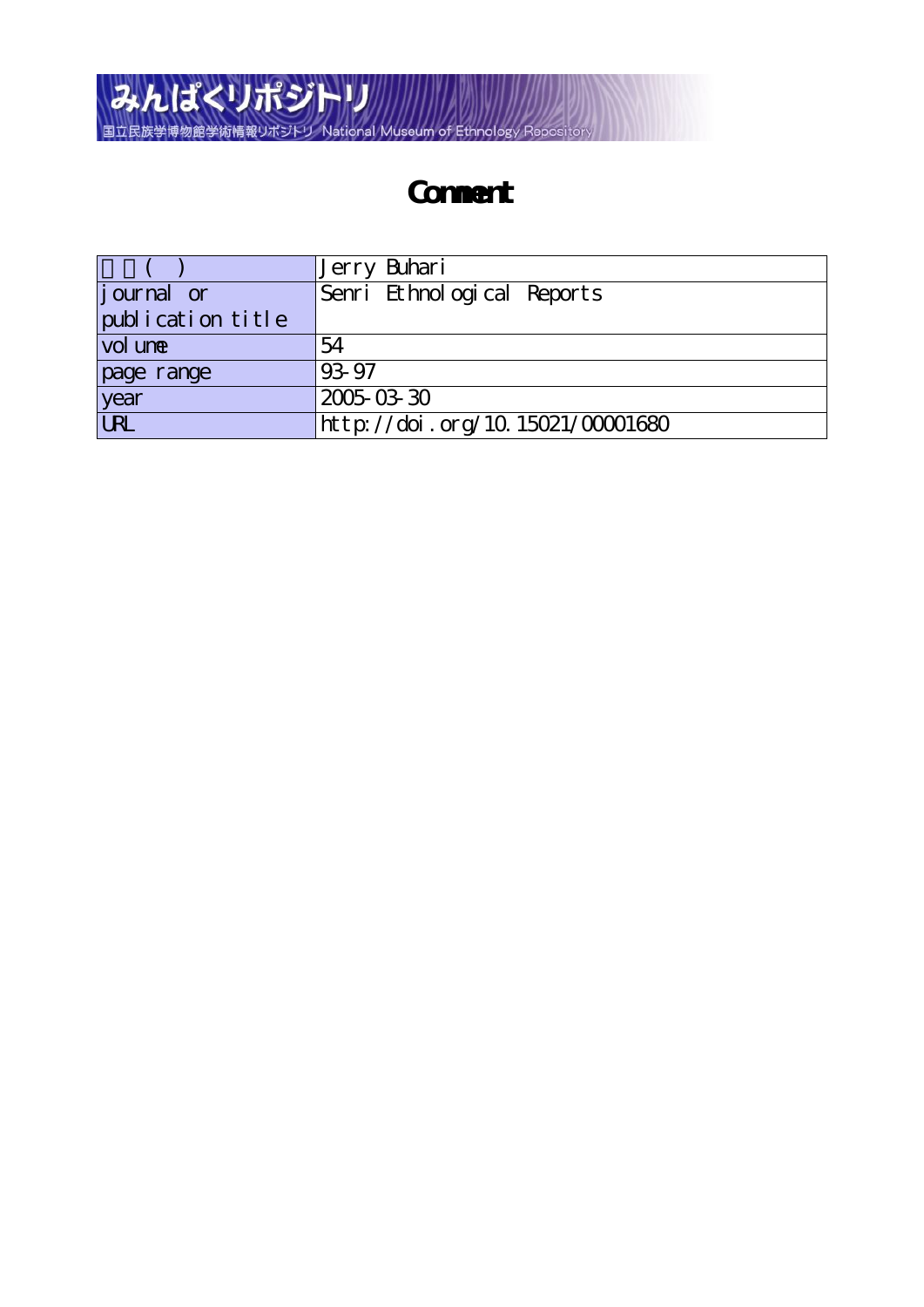# Comment

| 著者(英) | Jerry Buhari |
|---|---|
| journal or publication title | Senri Ethnological Reports |
| volume | 54 |
| page range | 93-97 |
| year | 2005-03-30 |
| URL | http://doi.org/10.15021/00001680 |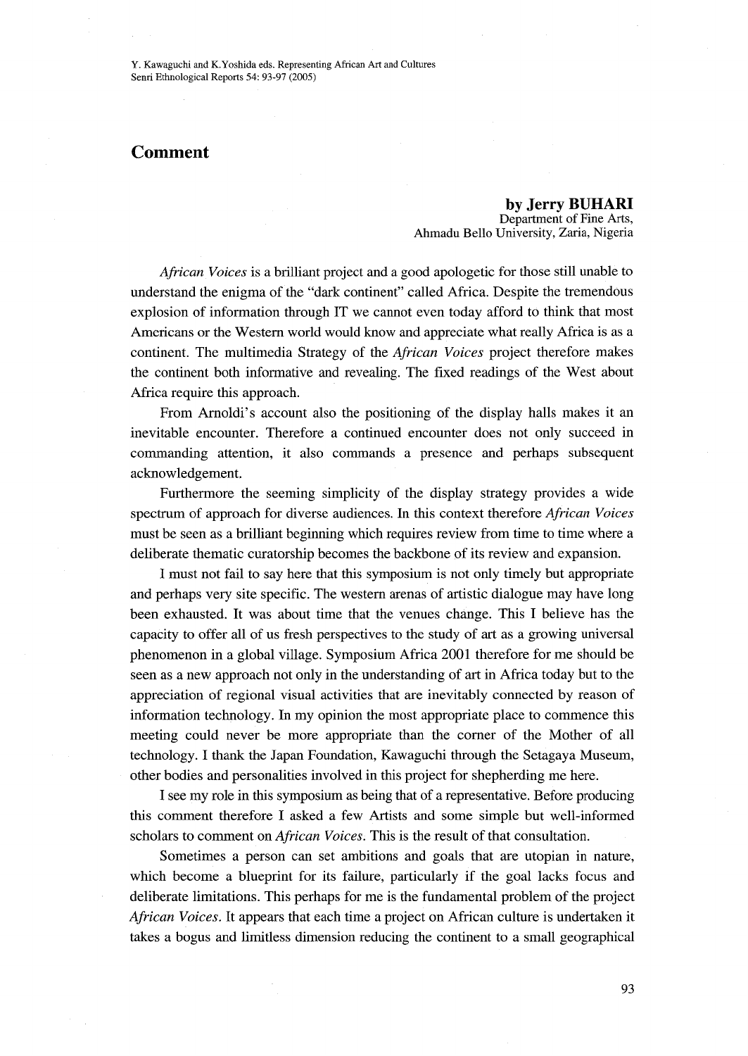## Comment

**by Jerry BUHARI**  
Department of Fine Arts,  
Ahmadu Bello University, Zaria, Nigeria

*African Voices* is a brilliant project and a good apologetic for those still unable to understand the enigma of the "dark continent" called Africa. Despite the tremendous explosion of information through IT we cannot even today afford to think that most Americans or the Western world would know and appreciate what really Africa is as a continent. The multimedia Strategy of the *African Voices* project therefore makes the continent both informative and revealing. The fixed readings of the West about Africa require this approach.

From Arnoldi's account also the positioning of the display halls makes it an inevitable encounter. Therefore a continued encounter does not only succeed in commanding attention, it also commands a presence and perhaps subsequent acknowledgement.

Furthermore the seeming simplicity of the display strategy provides a wide spectrum of approach for diverse audiences. In this context therefore *African Voices* must be seen as a brilliant beginning which requires review from time to time where a deliberate thematic curatorship becomes the backbone of its review and expansion.

I must not fail to say here that this symposium is not only timely but appropriate and perhaps very site specific. The western arenas of artistic dialogue may have long been exhausted. It was about time that the venues change. This I believe has the capacity to offer all of us fresh perspectives to the study of art as a growing universal phenomenon in a global village. Symposium Africa 2001 therefore for me should be seen as a new approach not only in the understanding of art in Africa today but to the appreciation of regional visual activities that are inevitably connected by reason of information technology. In my opinion the most appropriate place to commence this meeting could never be more appropriate than the corner of the Mother of all technology. I thank the Japan Foundation, Kawaguchi through the Setagaya Museum, other bodies and personalities involved in this project for shepherding me here.

I see my role in this symposium as being that of a representative. Before producing this comment therefore I asked a few Artists and some simple but well-informed scholars to comment on *African Voices*. This is the result of that consultation.

Sometimes a person can set ambitions and goals that are utopian in nature, which become a blueprint for its failure, particularly if the goal lacks focus and deliberate limitations. This perhaps for me is the fundamental problem of the project *African Voices*. It appears that each time a project on African culture is undertaken it takes a bogus and limitless dimension reducing the continent to a small geographical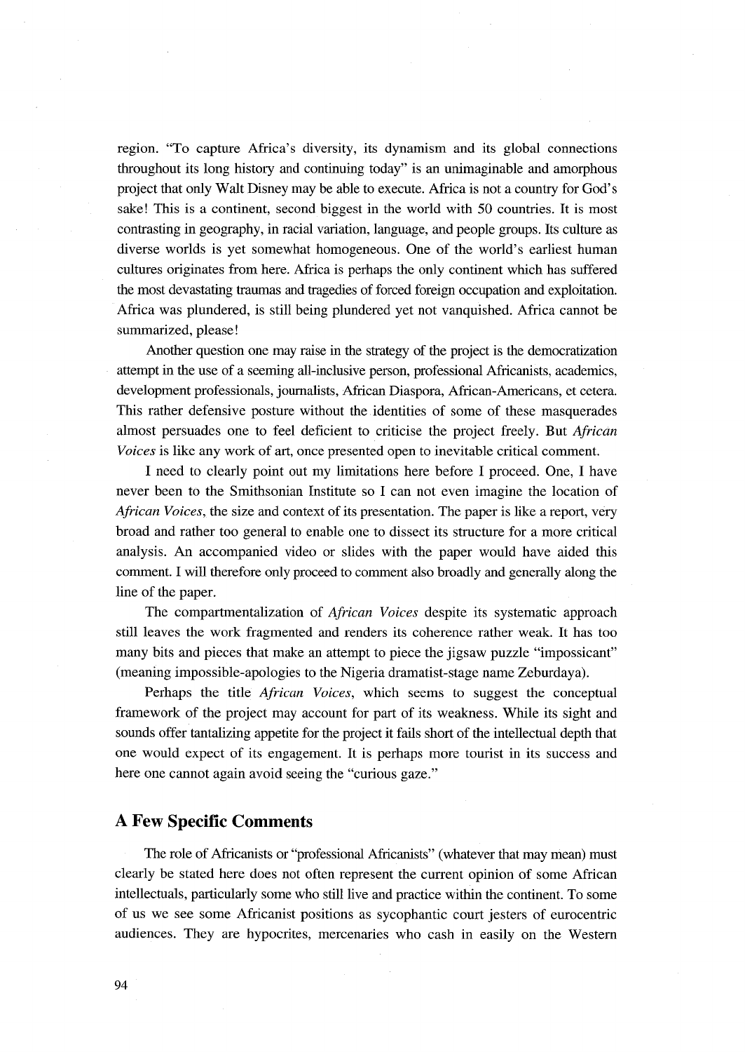region. "To capture Africa's diversity, its dynamism and its global connections throughout its long history and continuing today" is an unimaginable and amorphous project that only Walt Disney may be able to execute. Africa is not a country for God's sake! This is a continent, second biggest in the world with 50 countries. It is most contrasting in geography, in racial variation, language, and people groups. Its culture as diverse worlds is yet somewhat homogeneous. One of the world's earliest human cultures originates from here. Africa is perhaps the only continent which has suffered the most devastating traumas and tragedies of forced foreign occupation and exploitation. Africa was plundered, is still being plundered yet not vanquished. Africa cannot be summarized, please!

Another question one may raise in the strategy of the project is the democratization attempt in the use of a seeming all-inclusive person, professional Africanists, academics, development professionals, journalists, African Diaspora, African-Americans, et cetera. This rather defensive posture without the identities of some of these masquerades almost persuades one to feel deficient to criticise the project freely. But *African Voices* is like any work of art, once presented open to inevitable critical comment.

I need to clearly point out my limitations here before I proceed. One, I have never been to the Smithsonian Institute so I can not even imagine the location of *African Voices*, the size and context of its presentation. The paper is like a report, very broad and rather too general to enable one to dissect its structure for a more critical analysis. An accompanied video or slides with the paper would have aided this comment. I will therefore only proceed to comment also broadly and generally along the line of the paper.

The compartmentalization of *African Voices* despite its systematic approach still leaves the work fragmented and renders its coherence rather weak. It has too many bits and pieces that make an attempt to piece the jigsaw puzzle "impossicant" (meaning impossible-apologies to the Nigeria dramatist-stage name Zeburdaya).

Perhaps the title *African Voices*, which seems to suggest the conceptual framework of the project may account for part of its weakness. While its sight and sounds offer tantalizing appetite for the project it fails short of the intellectual depth that one would expect of its engagement. It is perhaps more tourist in its success and here one cannot again avoid seeing the "curious gaze."

## A Few Specific Comments

The role of Africanists or "professional Africanists" (whatever that may mean) must clearly be stated here does not often represent the current opinion of some African intellectuals, particularly some who still live and practice within the continent. To some of us we see some Africanist positions as sycophantic court jesters of eurocentric audiences. They are hypocrites, mercenaries who cash in easily on the Western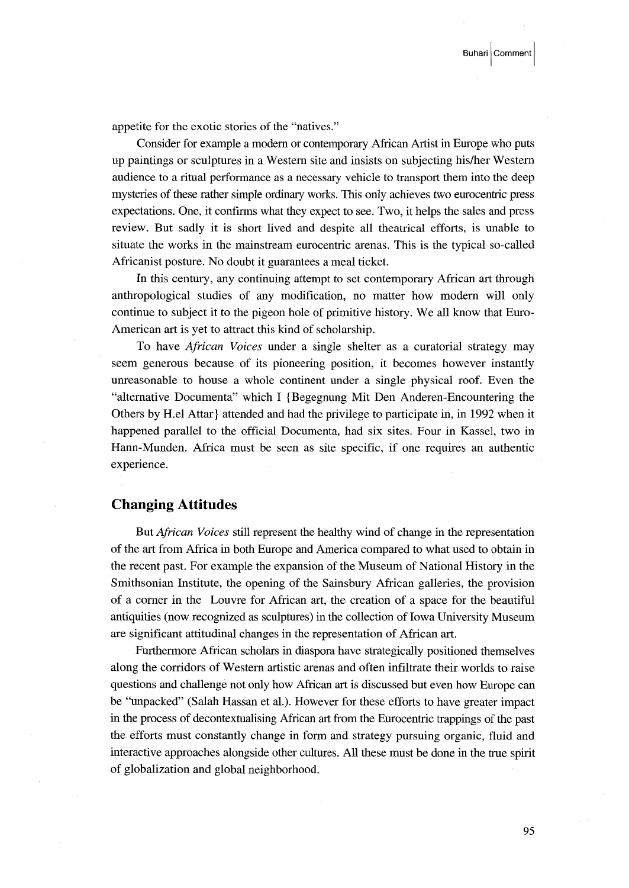appetite for the exotic stories of the "natives."

Consider for example a modern or contemporary African Artist in Europe who puts up paintings or sculptures in a Western site and insists on subjecting his/her Western audience to a ritual performance as a necessary vehicle to transport them into the deep mysteries of these rather simple ordinary works. This only achieves two eurocentric press expectations. One, it confirms what they expect to see. Two, it helps the sales and press review. But sadly it is short lived and despite all theatrical efforts, is unable to situate the works in the mainstream eurocentric arenas. This is the typical so-called Africanist posture. No doubt it guarantees a meal ticket.

In this century, any continuing attempt to set contemporary African art through anthropological studies of any modification, no matter how modern will only continue to subject it to the pigeon hole of primitive history. We all know that Euro-American art is yet to attract this kind of scholarship.

To have *African Voices* under a single shelter as a curatorial strategy may seem generous because of its pioneering position, it becomes however instantly unreasonable to house a whole continent under a single physical roof. Even the "alternative Documenta" which I {Begegnung Mit Den Anderen-Encountering the Others by H.el Attar} attended and had the privilege to participate in, in 1992 when it happened parallel to the official Documenta, had six sites. Four in Kassel, two in Hann-Munden. Africa must be seen as site specific, if one requires an authentic experience.

## Changing Attitudes

But *African Voices* still represent the healthy wind of change in the representation of the art from Africa in both Europe and America compared to what used to obtain in the recent past. For example the expansion of the Museum of National History in the Smithsonian Institute, the opening of the Sainsbury African galleries, the provision of a corner in the Louvre for African art, the creation of a space for the beautiful antiquities (now recognized as sculptures) in the collection of Iowa University Museum are significant attitudinal changes in the representation of African art.

Furthermore African scholars in diaspora have strategically positioned themselves along the corridors of Western artistic arenas and often infiltrate their worlds to raise questions and challenge not only how African art is discussed but even how Europe can be "unpacked" (Salah Hassan et al.). However for these efforts to have greater impact in the process of decontextualising African art from the Eurocentric trappings of the past the efforts must constantly change in form and strategy pursuing organic, fluid and interactive approaches alongside other cultures. All these must be done in the true spirit of globalization and global neighborhood.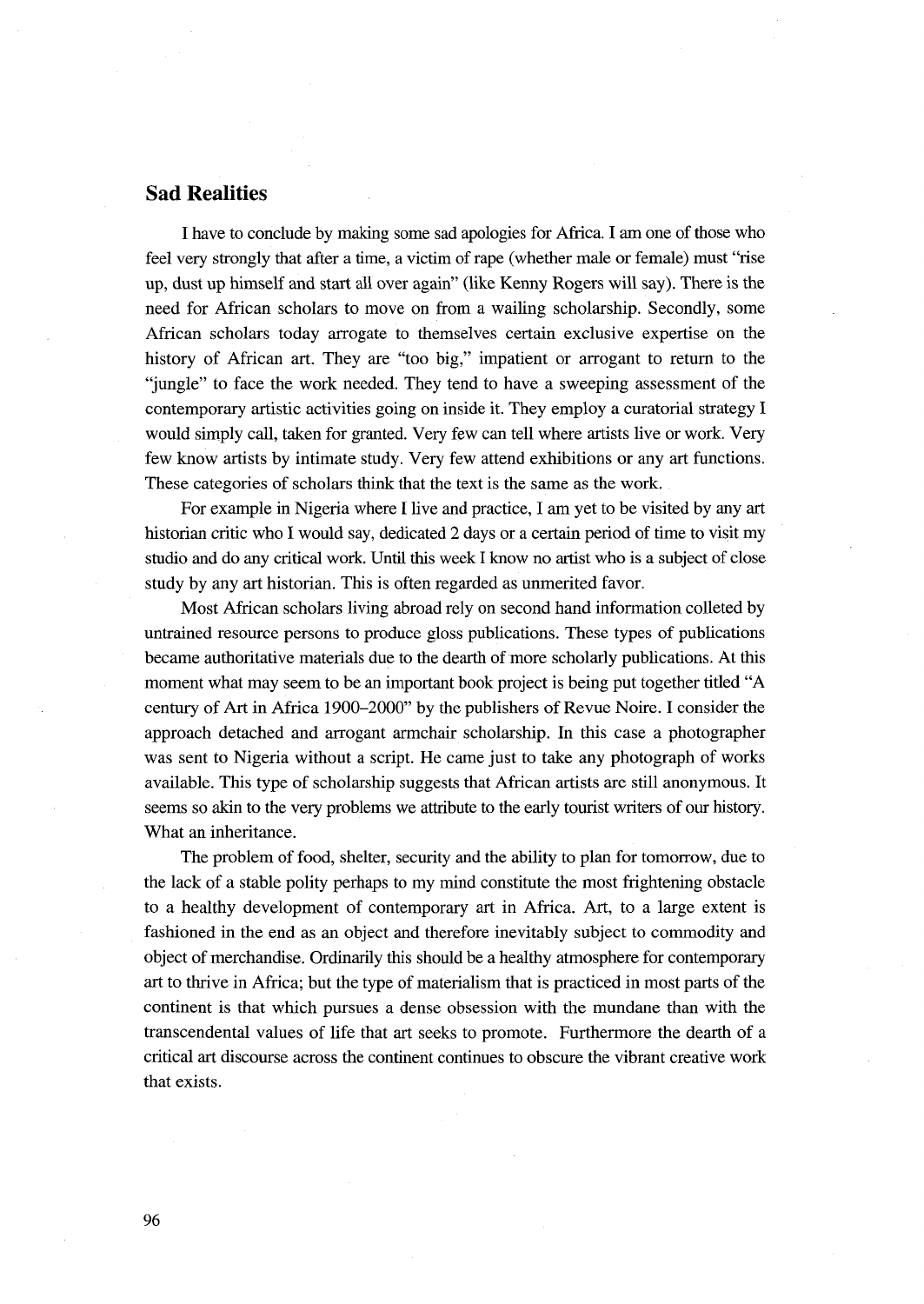## Sad Realities

I have to conclude by making some sad apologies for Africa. I am one of those who feel very strongly that after a time, a victim of rape (whether male or female) must "rise up, dust up himself and start all over again" (like Kenny Rogers will say). There is the need for African scholars to move on from a wailing scholarship. Secondly, some African scholars today arrogate to themselves certain exclusive expertise on the history of African art. They are "too big," impatient or arrogant to return to the "jungle" to face the work needed. They tend to have a sweeping assessment of the contemporary artistic activities going on inside it. They employ a curatorial strategy I would simply call, taken for granted. Very few can tell where artists live or work. Very few know artists by intimate study. Very few attend exhibitions or any art functions. These categories of scholars think that the text is the same as the work.

For example in Nigeria where I live and practice, I am yet to be visited by any art historian critic who I would say, dedicated 2 days or a certain period of time to visit my studio and do any critical work. Until this week I know no artist who is a subject of close study by any art historian. This is often regarded as unmerited favor.

Most African scholars living abroad rely on second hand information colleted by untrained resource persons to produce gloss publications. These types of publications became authoritative materials due to the dearth of more scholarly publications. At this moment what may seem to be an important book project is being put together titled "A century of Art in Africa 1900–2000" by the publishers of Revue Noire. I consider the approach detached and arrogant armchair scholarship. In this case a photographer was sent to Nigeria without a script. He came just to take any photograph of works available. This type of scholarship suggests that African artists are still anonymous. It seems so akin to the very problems we attribute to the early tourist writers of our history. What an inheritance.

The problem of food, shelter, security and the ability to plan for tomorrow, due to the lack of a stable polity perhaps to my mind constitute the most frightening obstacle to a healthy development of contemporary art in Africa. Art, to a large extent is fashioned in the end as an object and therefore inevitably subject to commodity and object of merchandise. Ordinarily this should be a healthy atmosphere for contemporary art to thrive in Africa; but the type of materialism that is practiced in most parts of the continent is that which pursues a dense obsession with the mundane than with the transcendental values of life that art seeks to promote. Furthermore the dearth of a critical art discourse across the continent continues to obscure the vibrant creative work that exists.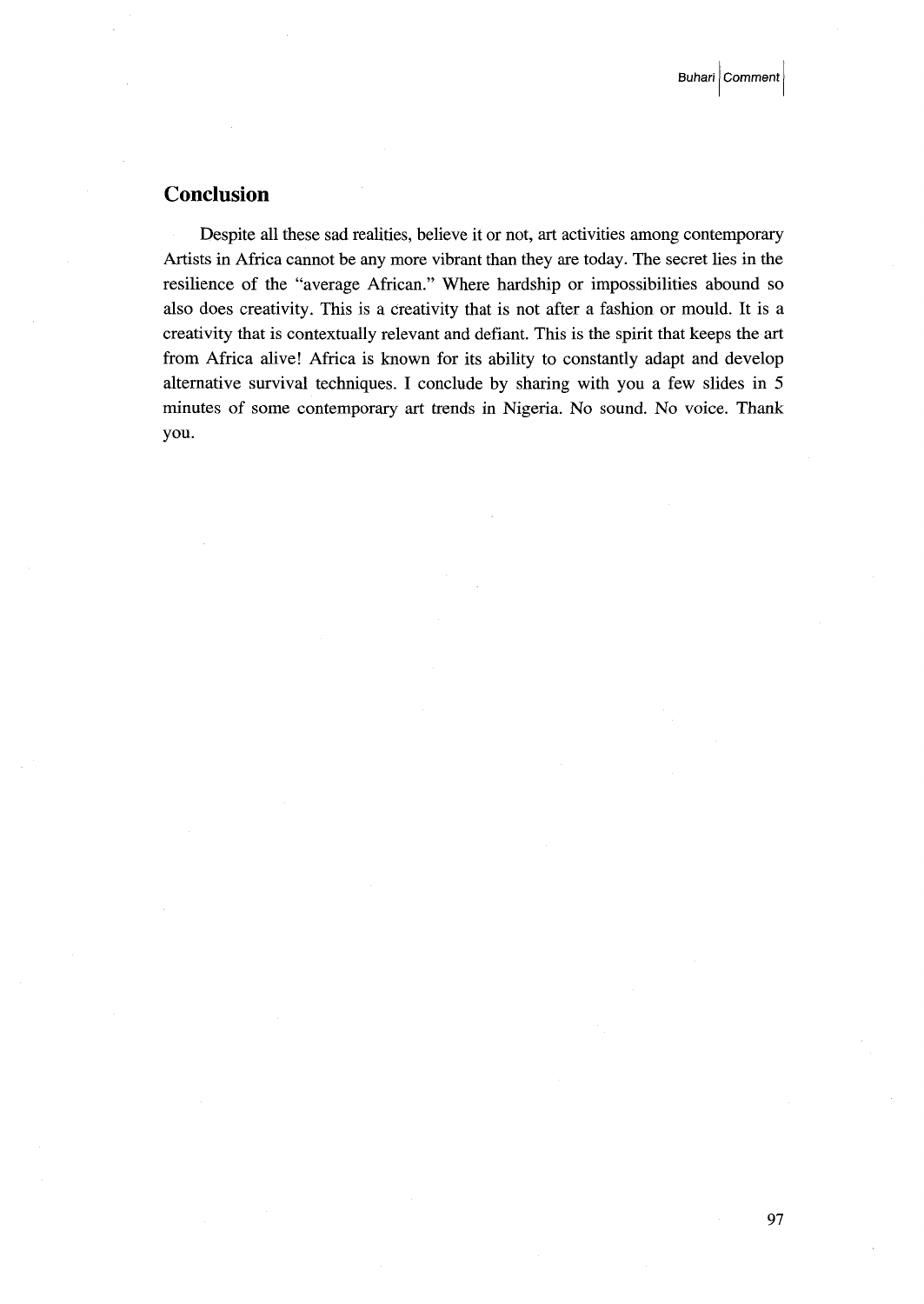## Conclusion

Despite all these sad realities, believe it or not, art activities among contemporary Artists in Africa cannot be any more vibrant than they are today. The secret lies in the resilience of the "average African." Where hardship or impossibilities abound so also does creativity. This is a creativity that is not after a fashion or mould. It is a creativity that is contextually relevant and defiant. This is the spirit that keeps the art from Africa alive! Africa is known for its ability to constantly adapt and develop alternative survival techniques. I conclude by sharing with you a few slides in 5 minutes of some contemporary art trends in Nigeria. No sound. No voice. Thank you.